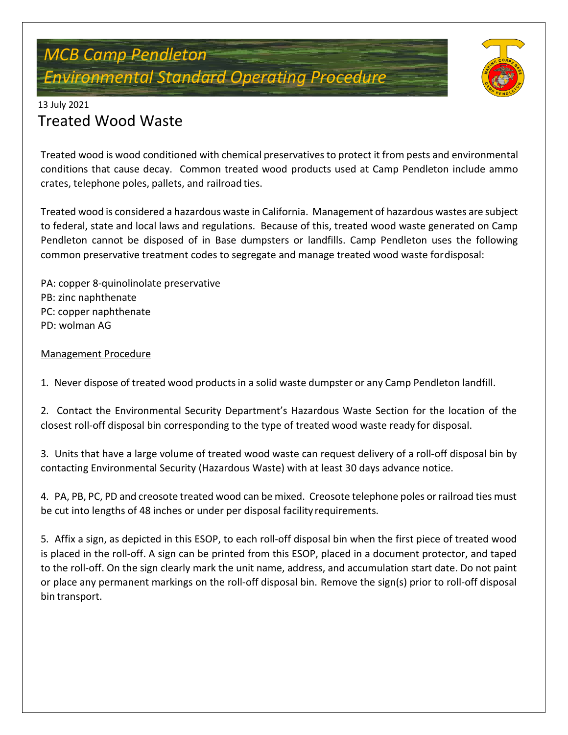# MCB Camp Pendleton
## Environmental Standard Operating Procedure

13 July 2021

# Treated Wood Waste

Treated wood is wood conditioned with chemical preservatives to protect it from pests and environmental conditions that cause decay. Common treated wood products used at Camp Pendleton include ammo crates, telephone poles, pallets, and railroad ties.

Treated wood is considered a hazardous waste in California. Management of hazardous wastes are subject to federal, state and local laws and regulations. Because of this, treated wood waste generated on Camp Pendleton cannot be disposed of in Base dumpsters or landfills. Camp Pendleton uses the following common preservative treatment codes to segregate and manage treated wood waste for disposal:

PA: copper 8-quinolinolate preservative
PB: zinc naphthenate
PC: copper naphthenate
PD: wolman AG

<u>Management Procedure</u>

1. Never dispose of treated wood products in a solid waste dumpster or any Camp Pendleton landfill.

2. Contact the Environmental Security Department's Hazardous Waste Section for the location of the closest roll-off disposal bin corresponding to the type of treated wood waste ready for disposal.

3. Units that have a large volume of treated wood waste can request delivery of a roll-off disposal bin by contacting Environmental Security (Hazardous Waste) with at least 30 days advance notice.

4. PA, PB, PC, PD and creosote treated wood can be mixed. Creosote telephone poles or railroad ties must be cut into lengths of 48 inches or under per disposal facility requirements.

5. Affix a sign, as depicted in this ESOP, to each roll-off disposal bin when the first piece of treated wood is placed in the roll-off. A sign can be printed from this ESOP, placed in a document protector, and taped to the roll-off. On the sign clearly mark the unit name, address, and accumulation start date. Do not paint or place any permanent markings on the roll-off disposal bin. Remove the sign(s) prior to roll-off disposal bin transport.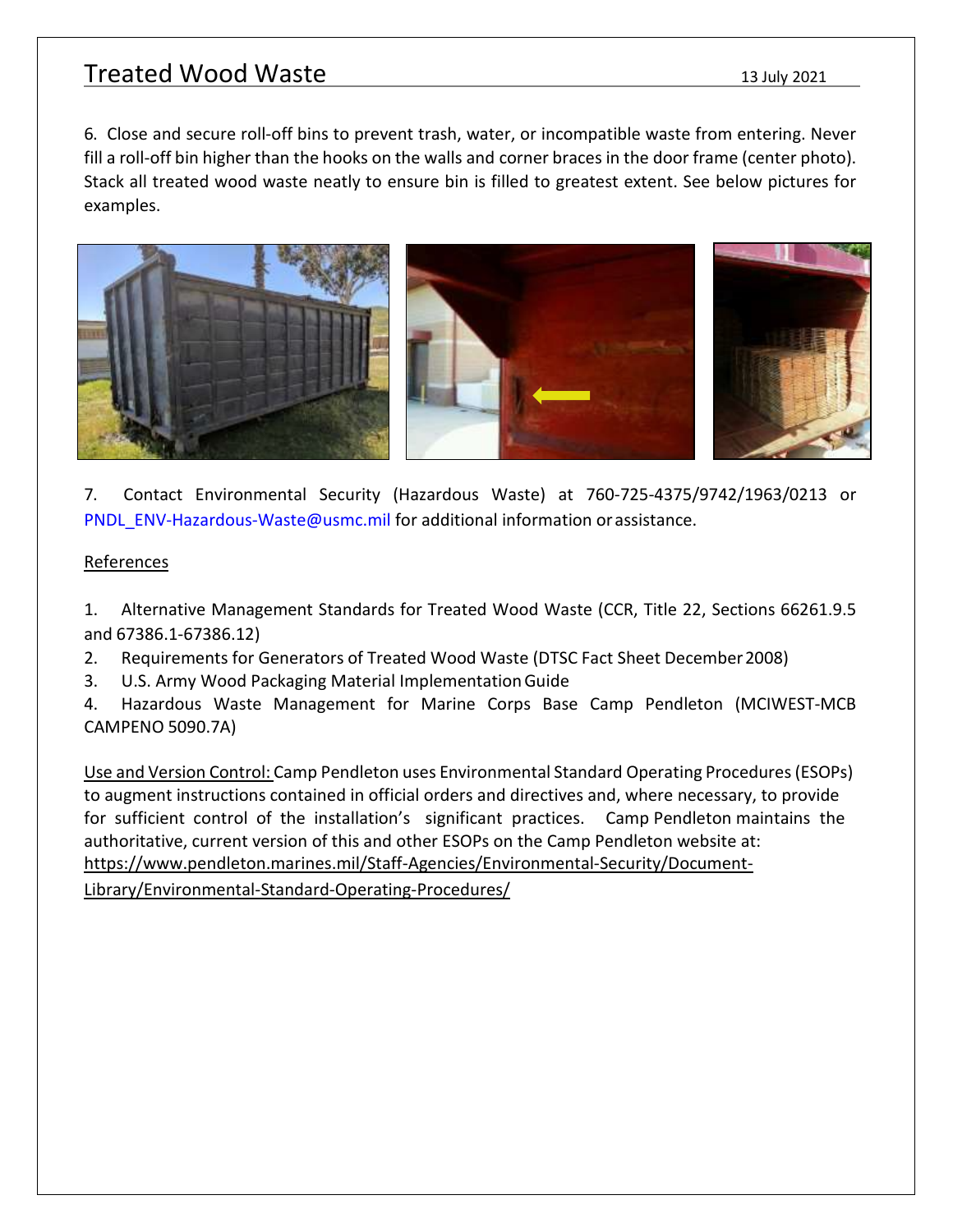6. Close and secure roll-off bins to prevent trash, water, or incompatible waste from entering. Never fill a roll-off bin higher than the hooks on the walls and corner braces in the door frame (center photo). Stack all treated wood waste neatly to ensure bin is filled to greatest extent. See below pictures for examples.

7. Contact Environmental Security (Hazardous Waste) at 760-725-4375/9742/1963/0213 or PNDL_ENV-Hazardous-Waste@usmc.mil for additional information or assistance.

References

1. Alternative Management Standards for Treated Wood Waste (CCR, Title 22, Sections 66261.9.5 and 67386.1-67386.12)
2. Requirements for Generators of Treated Wood Waste (DTSC Fact Sheet December 2008)
3. U.S. Army Wood Packaging Material Implementation Guide
4. Hazardous Waste Management for Marine Corps Base Camp Pendleton (MCIWEST-MCB CAMPENO 5090.7A)

Use and Version Control: Camp Pendleton uses Environmental Standard Operating Procedures (ESOPs) to augment instructions contained in official orders and directives and, where necessary, to provide for sufficient control of the installation's significant practices. Camp Pendleton maintains the authoritative, current version of this and other ESOPs on the Camp Pendleton website at: https://www.pendleton.marines.mil/Staff-Agencies/Environmental-Security/Document-Library/Environmental-Standard-Operating-Procedures/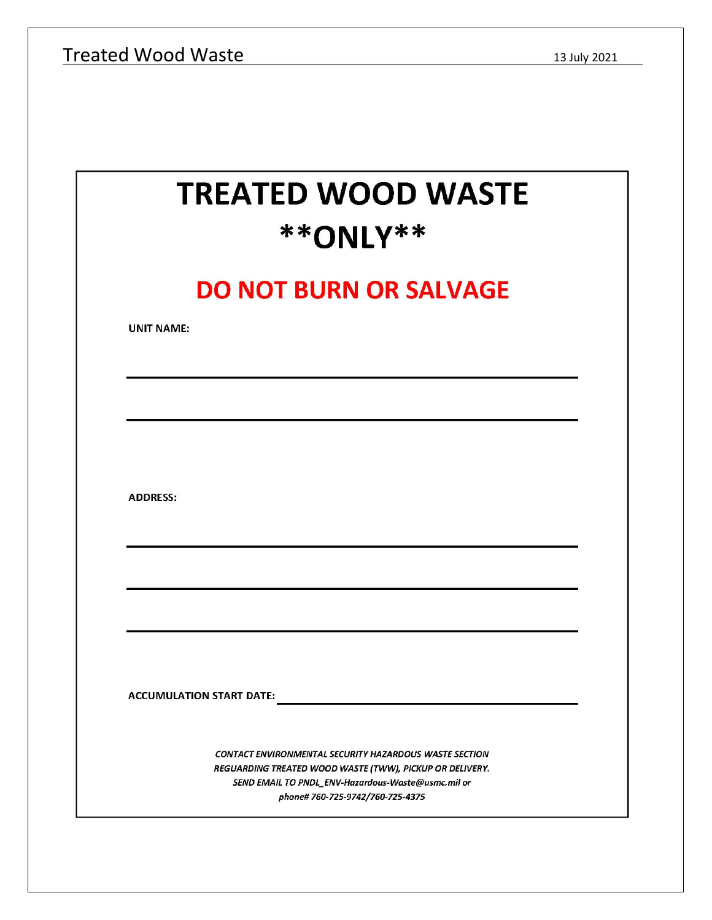# TREATED WOOD WASTE

# \*\*ONLY\*\*

## DO NOT BURN OR SALVAGE

**UNIT NAME:**

\_\_\_\_\_\_\_\_\_\_\_\_\_\_\_\_\_\_\_\_\_\_\_\_\_\_\_\_\_\_\_\_\_\_\_\_\_\_\_\_\_\_\_\_

\_\_\_\_\_\_\_\_\_\_\_\_\_\_\_\_\_\_\_\_\_\_\_\_\_\_\_\_\_\_\_\_\_\_\_\_\_\_\_\_\_\_\_\_

**ADDRESS:**

\_\_\_\_\_\_\_\_\_\_\_\_\_\_\_\_\_\_\_\_\_\_\_\_\_\_\_\_\_\_\_\_\_\_\_\_\_\_\_\_\_\_\_\_

\_\_\_\_\_\_\_\_\_\_\_\_\_\_\_\_\_\_\_\_\_\_\_\_\_\_\_\_\_\_\_\_\_\_\_\_\_\_\_\_\_\_\_\_

\_\_\_\_\_\_\_\_\_\_\_\_\_\_\_\_\_\_\_\_\_\_\_\_\_\_\_\_\_\_\_\_\_\_\_\_\_\_\_\_\_\_\_\_

**ACCUMULATION START DATE:** \_\_\_\_\_\_\_\_\_\_\_\_\_\_\_\_\_\_\_\_\_\_\_\_\_\_\_\_

***CONTACT ENVIRONMENTAL SECURITY HAZARDOUS WASTE SECTION REGUARDING TREATED WOOD WASTE (TWW), PICKUP OR DELIVERY. SEND EMAIL TO PNDL_ENV-Hazardous-Waste@usmc.mil or phone# 760-725-9742/760-725-4375***